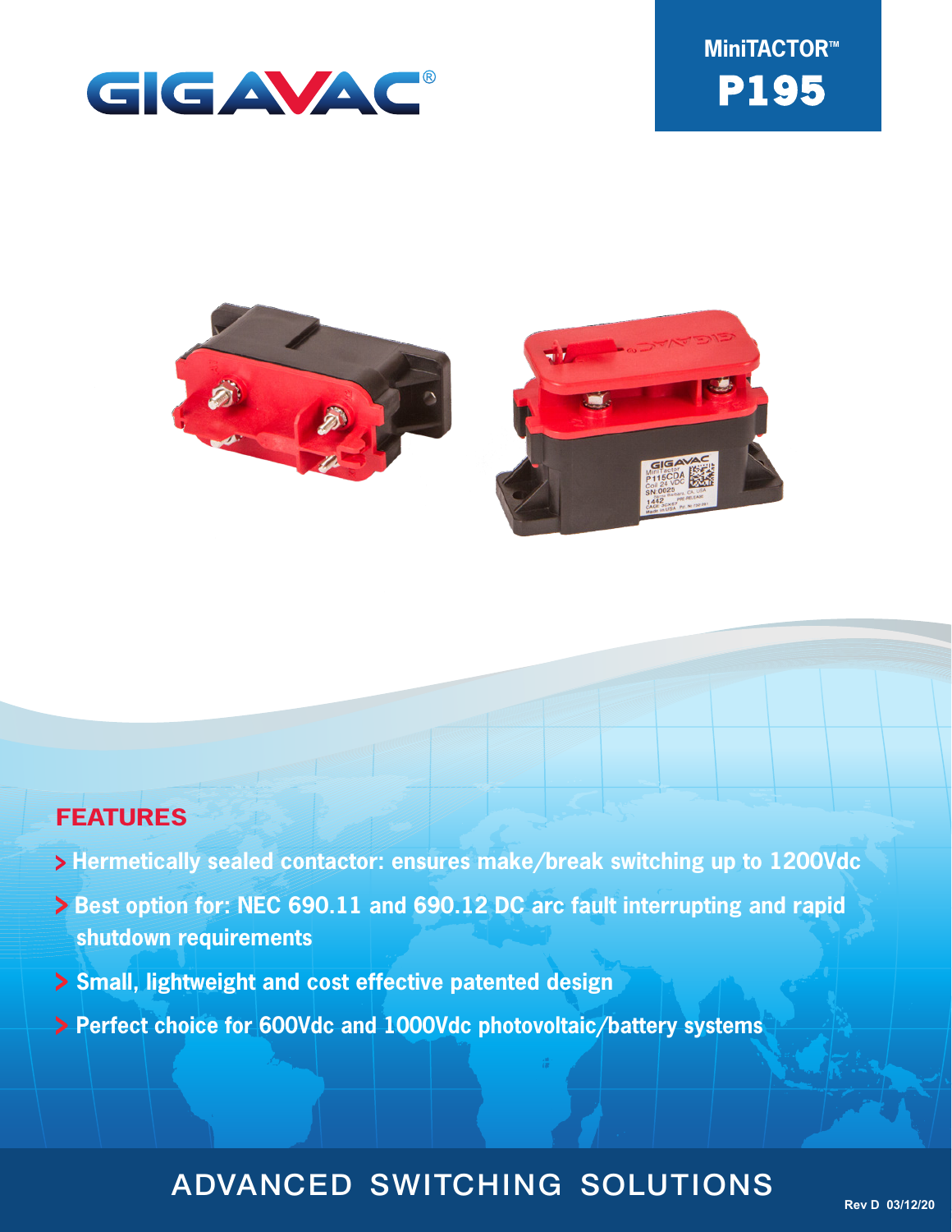GIGAVAC®

# MiniTACTOR™ P195

## FEATURES

- Hermetically sealed contactor: ensures make/break switching up to 1200Vdc
- Best option for: NEC 690.11 and 690.12 DC arc fault interrupting and rapid shutdown requirements
- Small, lightweight and cost effective patented design
- Perfect choice for 600Vdc and 1000Vdc photovoltaic/battery systems

ADVANCED SWITCHING SOLUTIONS

Rev D 03/12/20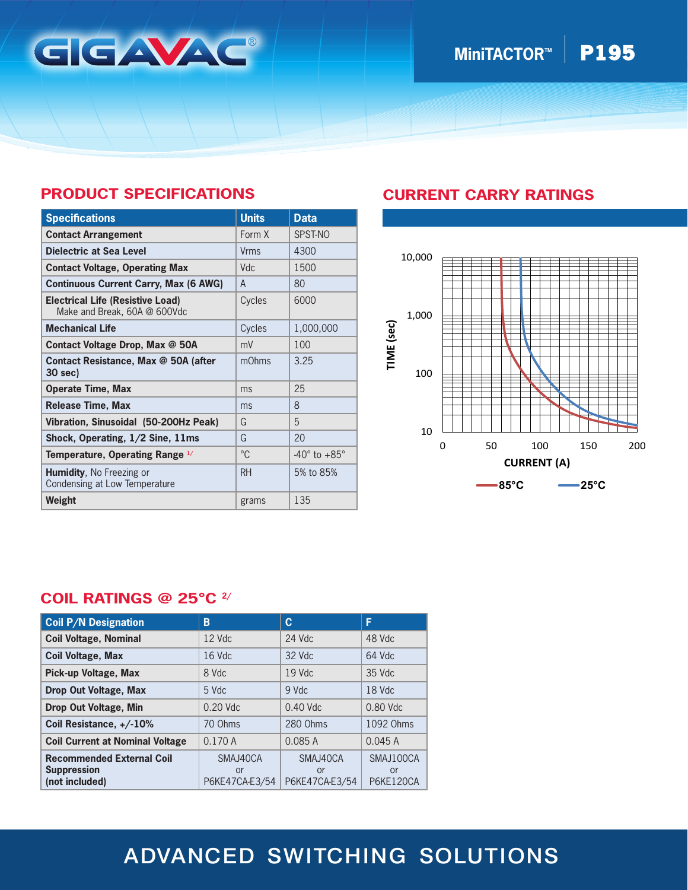# GIGAVAC®

MiniTACTOR™ | P195

## PRODUCT SPECIFICATIONS

| Specifications | Units | Data |
|---|---|---|
| **Contact Arrangement** | Form X | SPST-NO |
| **Dielectric at Sea Level** | Vrms | 4300 |
| **Contact Voltage, Operating Max** | Vdc | 1500 |
| **Continuous Current Carry, Max (6 AWG)** | A | 80 |
| **Electrical Life (Resistive Load)** Make and Break, 60A @ 600Vdc | Cycles | 6000 |
| **Mechanical Life** | Cycles | 1,000,000 |
| **Contact Voltage Drop, Max @ 50A** | mV | 100 |
| **Contact Resistance, Max @ 50A (after 30 sec)** | mOhms | 3.25 |
| **Operate Time, Max** | ms | 25 |
| **Release Time, Max** | ms | 8 |
| **Vibration, Sinusoidal (50-200Hz Peak)** | G | 5 |
| **Shock, Operating, 1/2 Sine, 11ms** | G | 20 |
| **Temperature, Operating Range** [1/] | °C | -40° to +85° |
| **Humidity**, No Freezing or Condensing at Low Temperature | RH | 5% to 85% |
| **Weight** | grams | 135 |

## CURRENT CARRY RATINGS

TIME (sec): 10, 100, 1,000, 10,000

CURRENT (A): 0, 50, 100, 150, 200

85°C    25°C

## COIL RATINGS @ 25°C [2/]

| Coil P/N Designation | B | C | F |
|---|---|---|---|
| **Coil Voltage, Nominal** | 12 Vdc | 24 Vdc | 48 Vdc |
| **Coil Voltage, Max** | 16 Vdc | 32 Vdc | 64 Vdc |
| **Pick-up Voltage, Max** | 8 Vdc | 19 Vdc | 35 Vdc |
| **Drop Out Voltage, Max** | 5 Vdc | 9 Vdc | 18 Vdc |
| **Drop Out Voltage, Min** | 0.20 Vdc | 0.40 Vdc | 0.80 Vdc |
| **Coil Resistance, +/-10%** | 70 Ohms | 280 Ohms | 1092 Ohms |
| **Coil Current at Nominal Voltage** | 0.170 A | 0.085 A | 0.045 A |
| **Recommended External Coil Suppression (not included)** | SMAJ40CA or P6KE47CA-E3/54 | SMAJ40CA or P6KE47CA-E3/54 | SMAJ100CA or P6KE120CA |

ADVANCED SWITCHING SOLUTIONS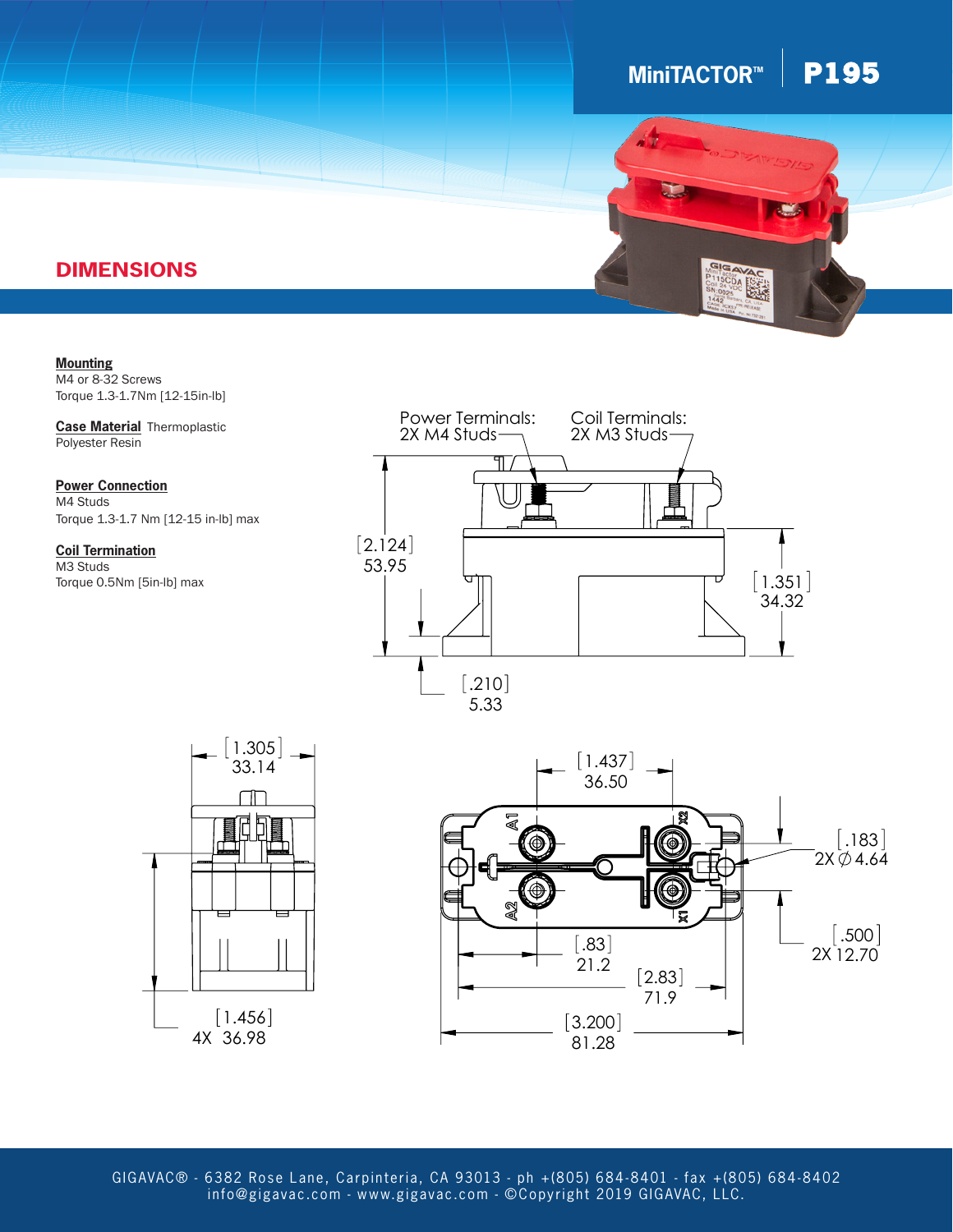MiniTACTOR™ | P195

## DIMENSIONS

**Mounting**
M4 or 8-32 Screws
Torque 1.3-1.7Nm [12-15in-lb]

**Case Material** Thermoplastic Polyester Resin

**Power Connection**
M4 Studs
Torque 1.3-1.7 Nm [12-15 in-lb] max

**Coil Termination**
M3 Studs
Torque 0.5Nm [5in-lb] max

Power Terminals: 2X M4 Studs

Coil Terminals: 2X M3 Studs

[2.124] 53.95

[1.351] 34.32

[.210] 5.33

[1.305] 33.14

[1.456] 4X 36.98

[1.437] 36.50

[.183] 2X ∅ 4.64

[.500] 2X 12.70

[.83] 21.2

[2.83] 71.9

[3.200] 81.28

A1 A2 X1 X2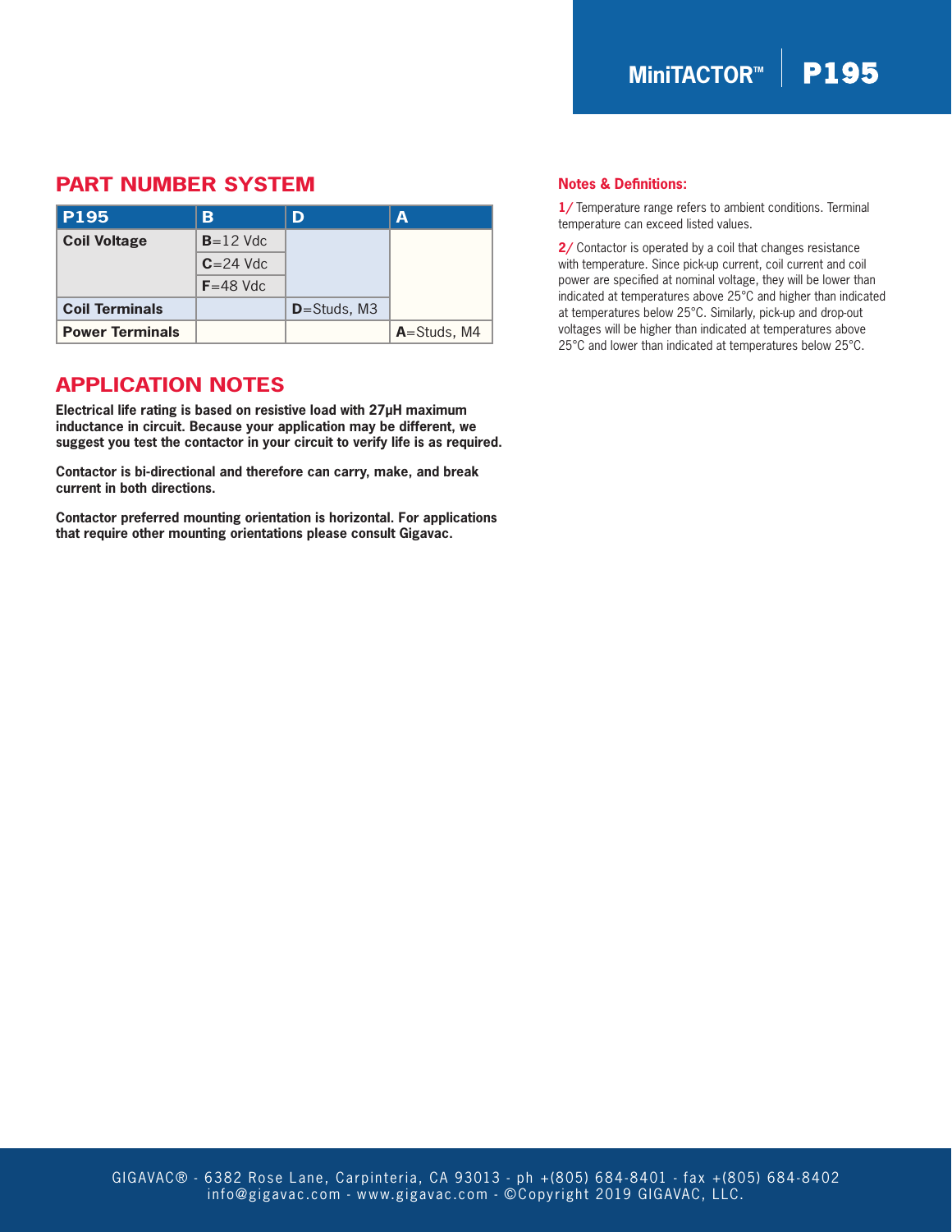## PART NUMBER SYSTEM

| P195 | B | D | A |
|---|---|---|---|
| **Coil Voltage** | **B**=12 Vdc | | |
| | **C**=24 Vdc | | |
| | **F**=48 Vdc | | |
| **Coil Terminals** | | **D**=Studs, M3 | |
| **Power Terminals** | | | **A**=Studs, M4 |

## APPLICATION NOTES

**Electrical life rating is based on resistive load with 27µH maximum inductance in circuit. Because your application may be different, we suggest you test the contactor in your circuit to verify life is as required.**

**Contactor is bi-directional and therefore can carry, make, and break current in both directions.**

**Contactor preferred mounting orientation is horizontal. For applications that require other mounting orientations please consult Gigavac.**

### Notes & Definitions:

1/ Temperature range refers to ambient conditions. Terminal temperature can exceed listed values.

2/ Contactor is operated by a coil that changes resistance with temperature. Since pick-up current, coil current and coil power are specified at nominal voltage, they will be lower than indicated at temperatures above 25°C and higher than indicated at temperatures below 25°C. Similarly, pick-up and drop-out voltages will be higher than indicated at temperatures above 25°C and lower than indicated at temperatures below 25°C.